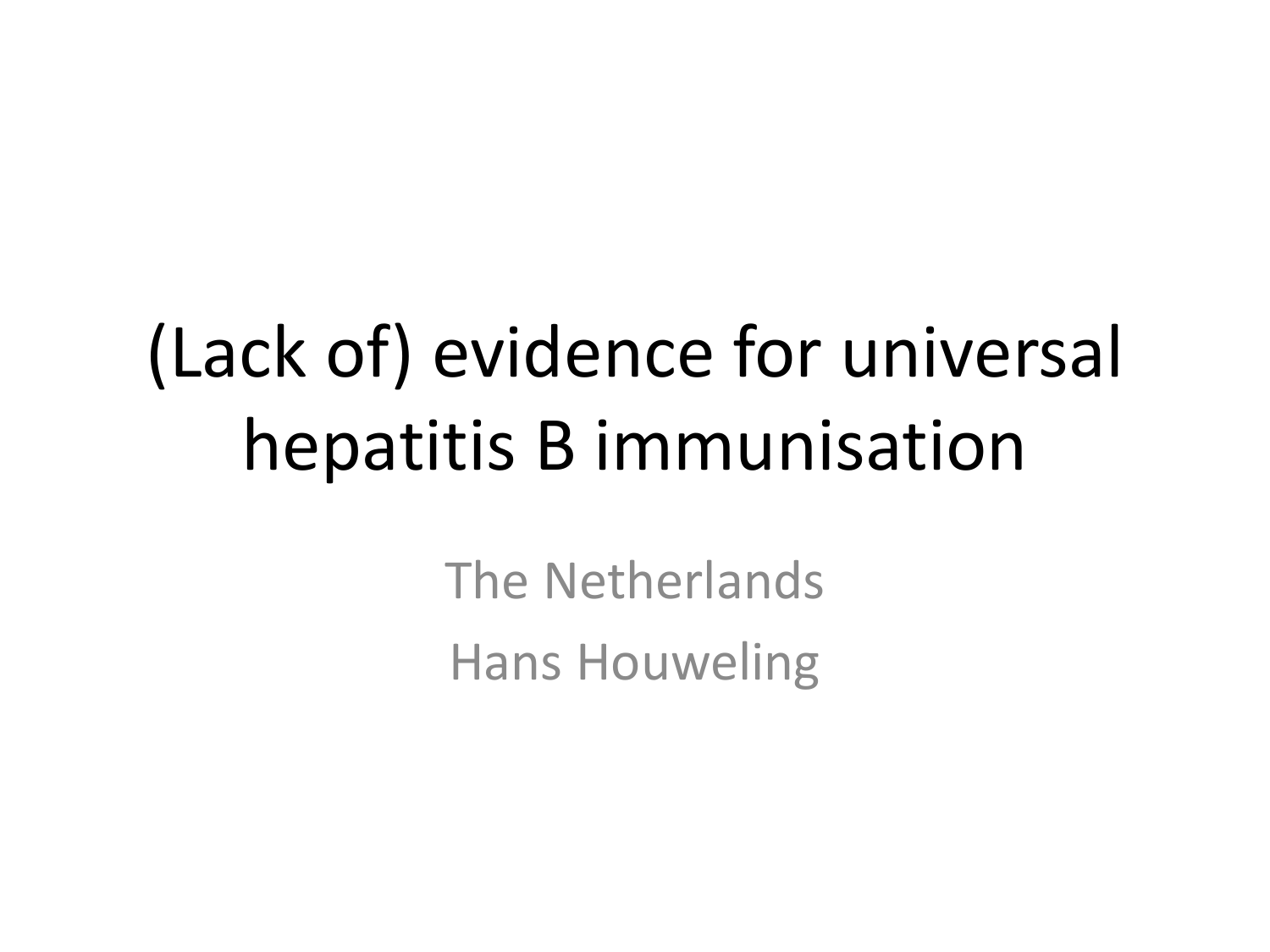# (Lack of) evidence for universal hepatitis B immunisation

The Netherlands

Hans Houweling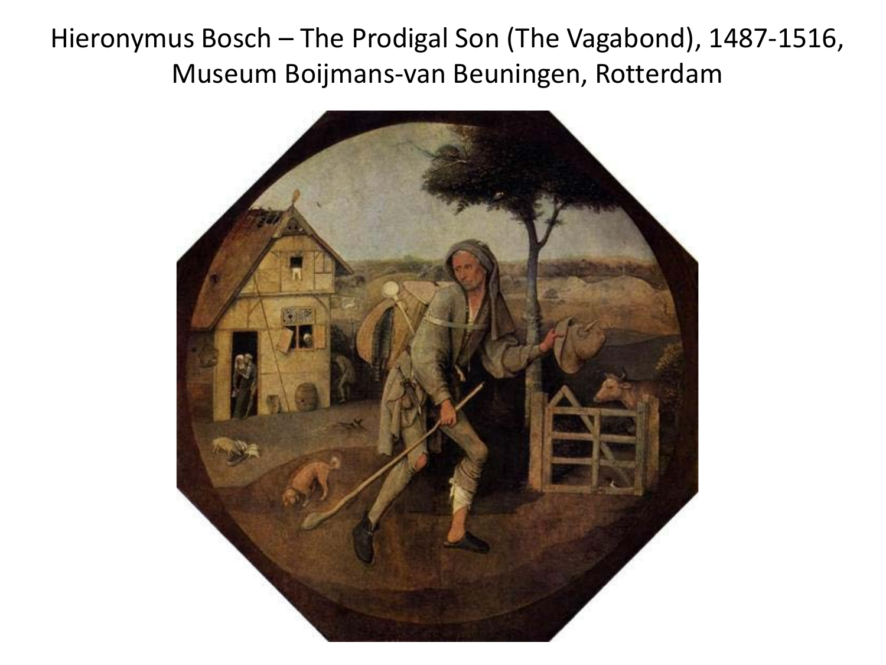# Hieronymus Bosch – The Prodigal Son (The Vagabond), 1487-1516, Museum Boijmans-van Beuningen, Rotterdam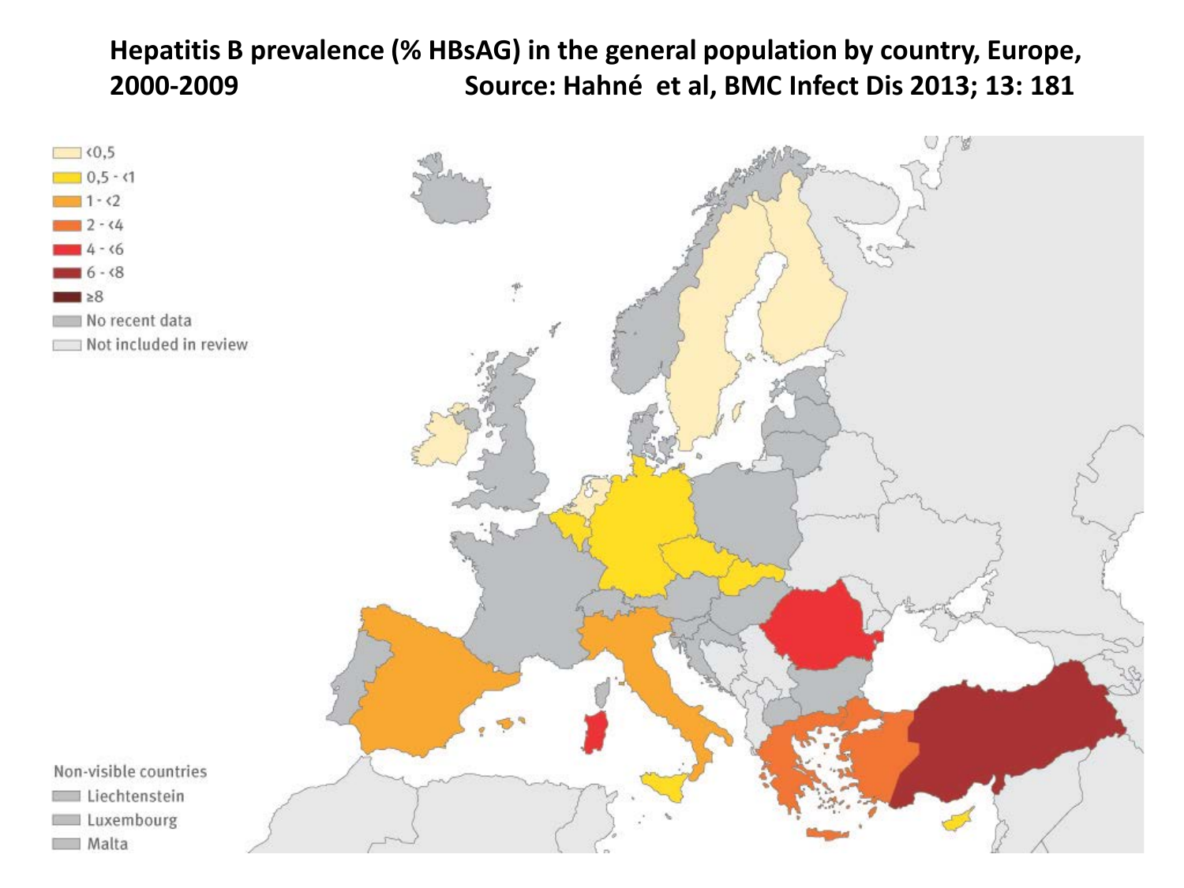**Hepatitis B prevalence (% HBsAG) in the general population by country, Europe, 2000-2009** **Source: Hahné et al, BMC Infect Dis 2013; 13: 181**

- <0,5
- 0,5 - <1
- 1 - <2
- 2 - <4
- 4 - <6
- 6 - <8
- ≥8
- No recent data
- Not included in review

Non-visible countries

- Liechtenstein
- Luxembourg
- Malta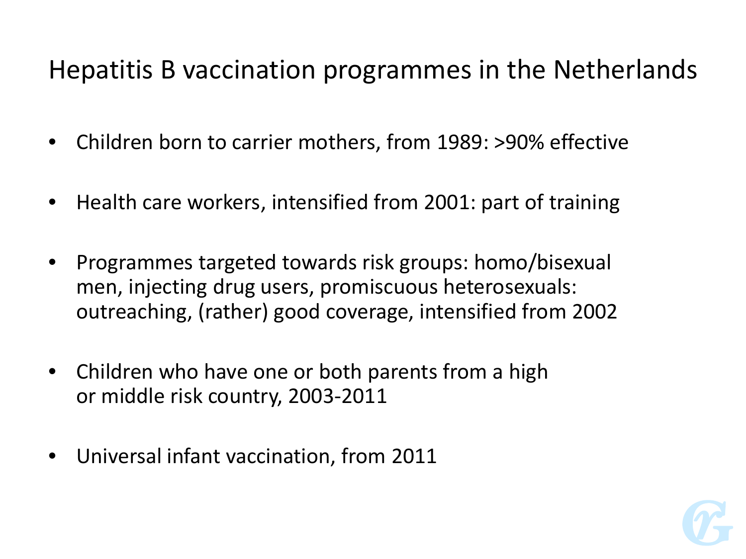# Hepatitis B vaccination programmes in the Netherlands

- Children born to carrier mothers, from 1989: >90% effective
- Health care workers, intensified from 2001: part of training
- Programmes targeted towards risk groups: homo/bisexual men, injecting drug users, promiscuous heterosexuals: outreaching, (rather) good coverage, intensified from 2002
- Children who have one or both parents from a high or middle risk country, 2003-2011
- Universal infant vaccination, from 2011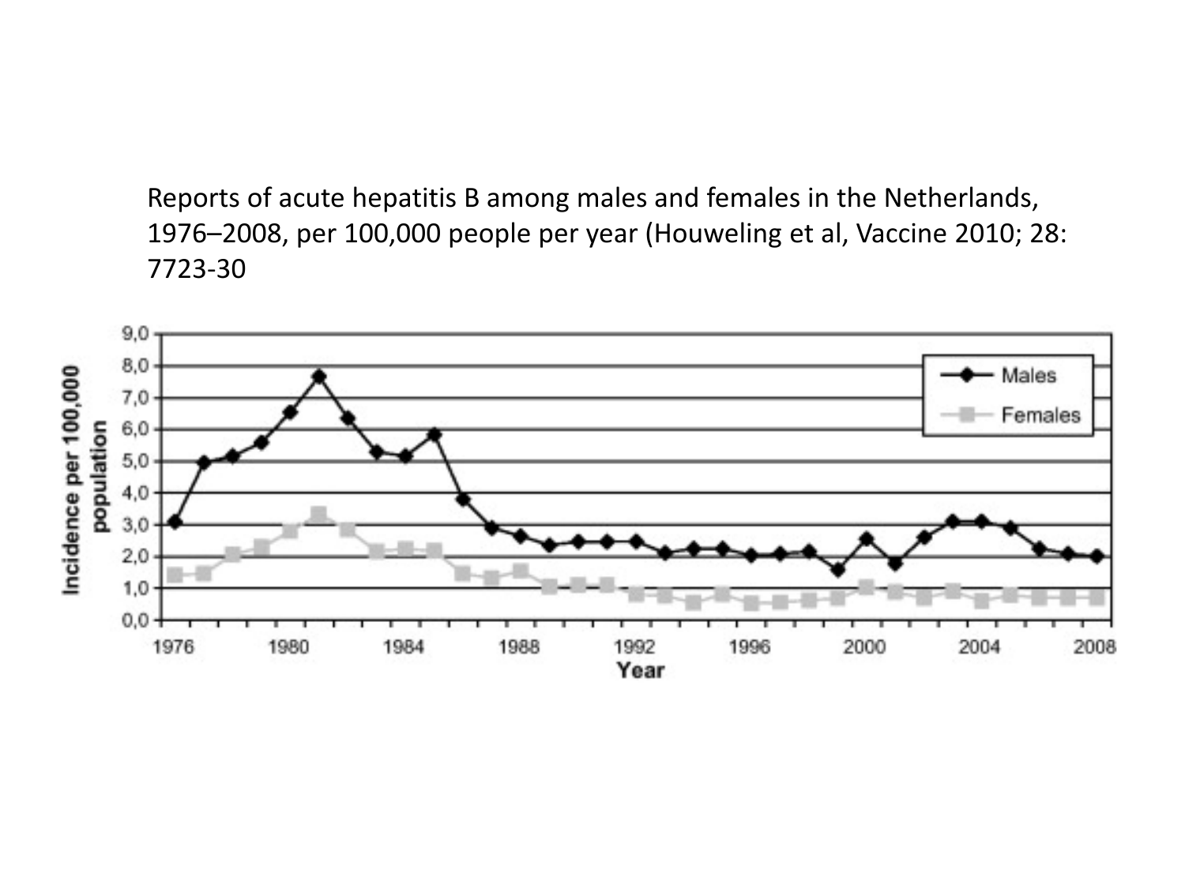Reports of acute hepatitis B among males and females in the Netherlands, 1976–2008, per 100,000 people per year (Houweling et al, Vaccine 2010; 28: 7723-30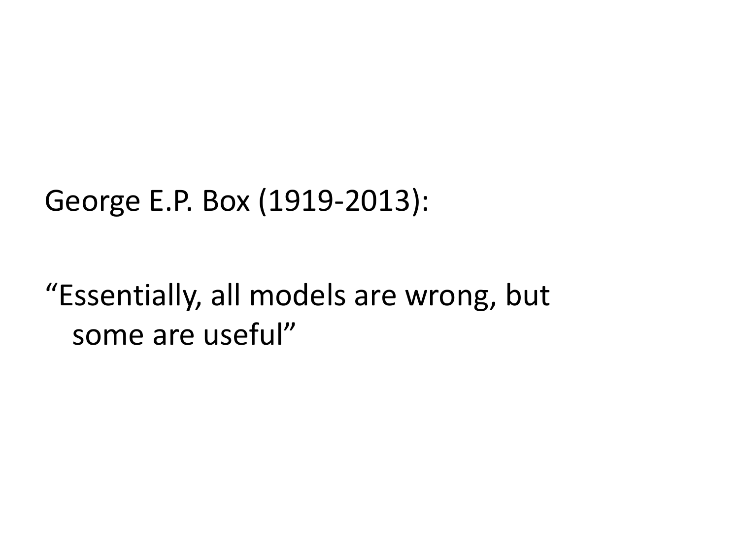George E.P. Box (1919-2013):

"Essentially, all models are wrong, but some are useful"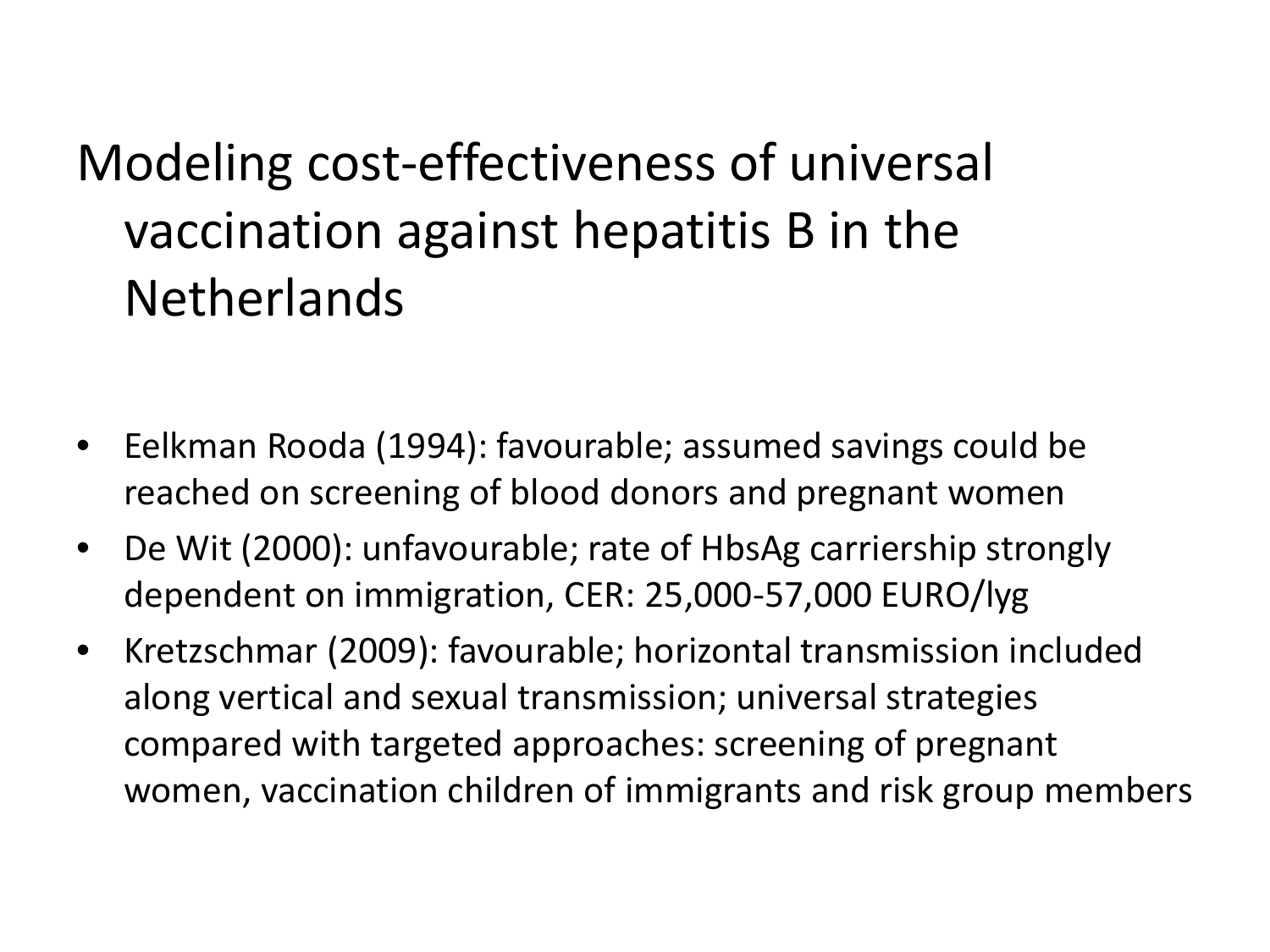# Modeling cost-effectiveness of universal vaccination against hepatitis B in the Netherlands

- Eelkman Rooda (1994): favourable; assumed savings could be reached on screening of blood donors and pregnant women
- De Wit (2000): unfavourable; rate of HbsAg carriership strongly dependent on immigration, CER: 25,000-57,000 EURO/lyg
- Kretzschmar (2009): favourable; horizontal transmission included along vertical and sexual transmission; universal strategies compared with targeted approaches: screening of pregnant women, vaccination children of immigrants and risk group members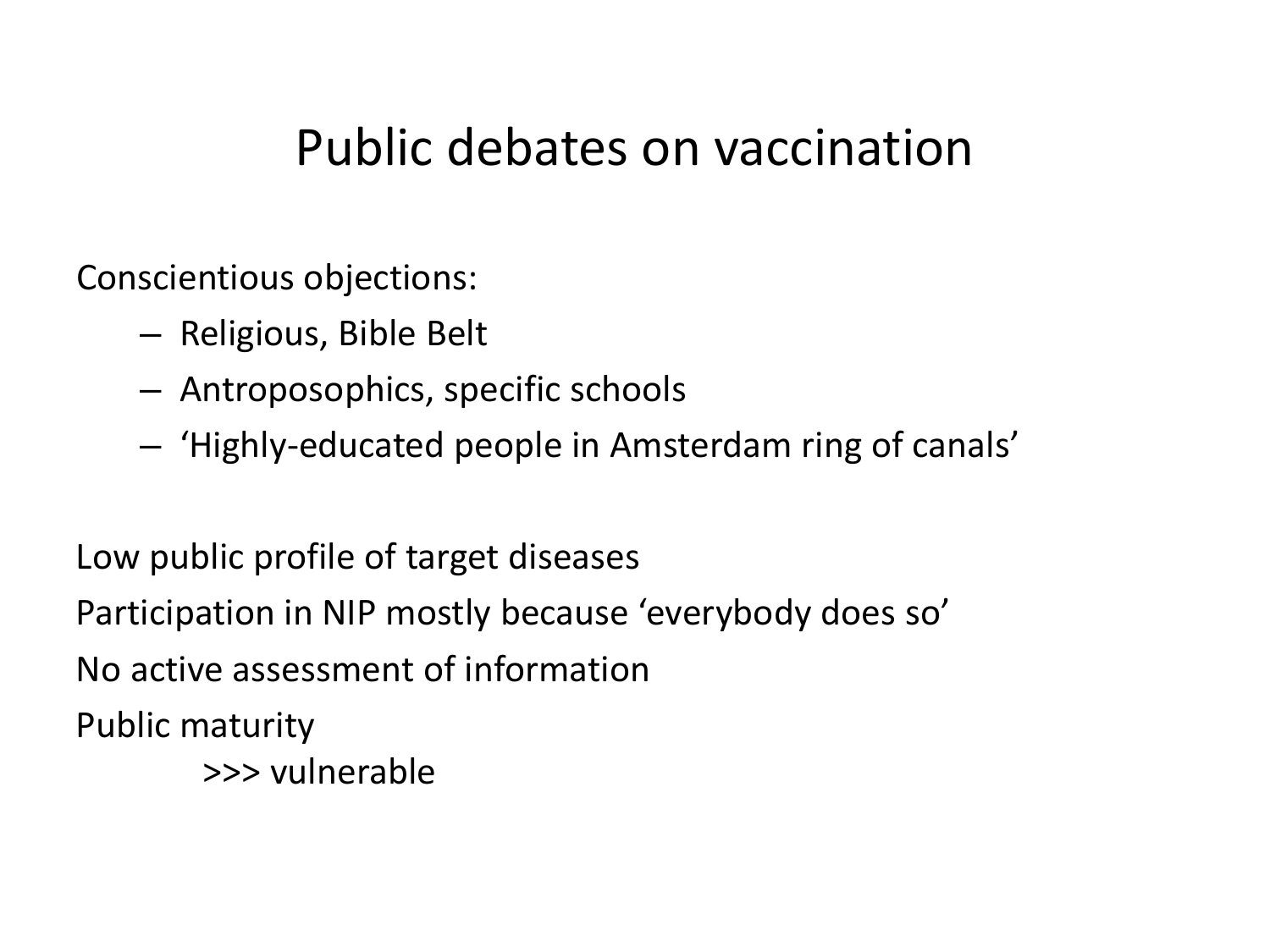# Public debates on vaccination

Conscientious objections:

- Religious, Bible Belt
- Antroposophics, specific schools
- 'Highly-educated people in Amsterdam ring of canals'

Low public profile of target diseases

Participation in NIP mostly because 'everybody does so'

No active assessment of information

Public maturity

>>> vulnerable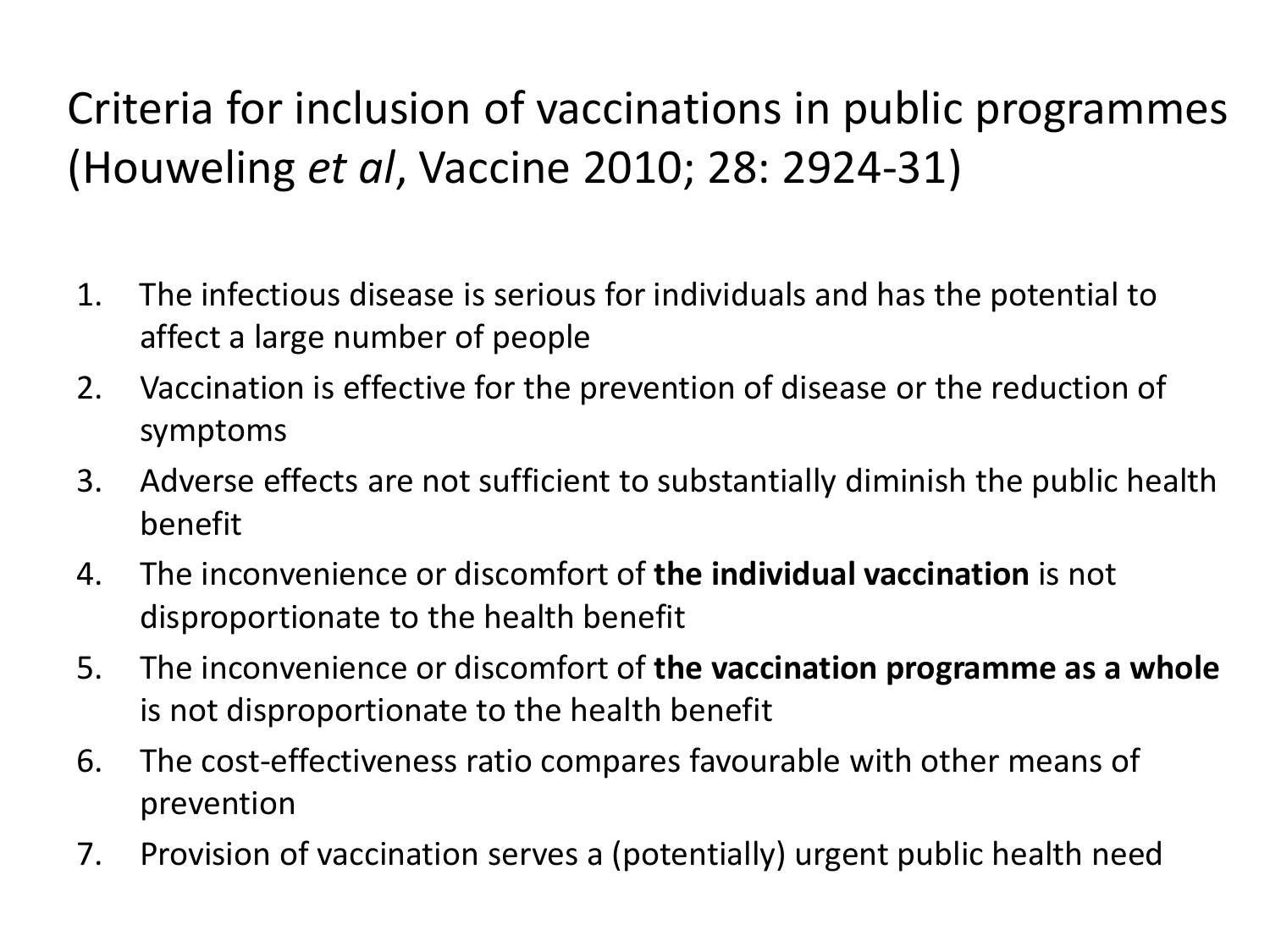# Criteria for inclusion of vaccinations in public programmes (Houweling *et al*, Vaccine 2010; 28: 2924-31)

1. The infectious disease is serious for individuals and has the potential to affect a large number of people
2. Vaccination is effective for the prevention of disease or the reduction of symptoms
3. Adverse effects are not sufficient to substantially diminish the public health benefit
4. The inconvenience or discomfort of **the individual vaccination** is not disproportionate to the health benefit
5. The inconvenience or discomfort of **the vaccination programme as a whole** is not disproportionate to the health benefit
6. The cost-effectiveness ratio compares favourable with other means of prevention
7. Provision of vaccination serves a (potentially) urgent public health need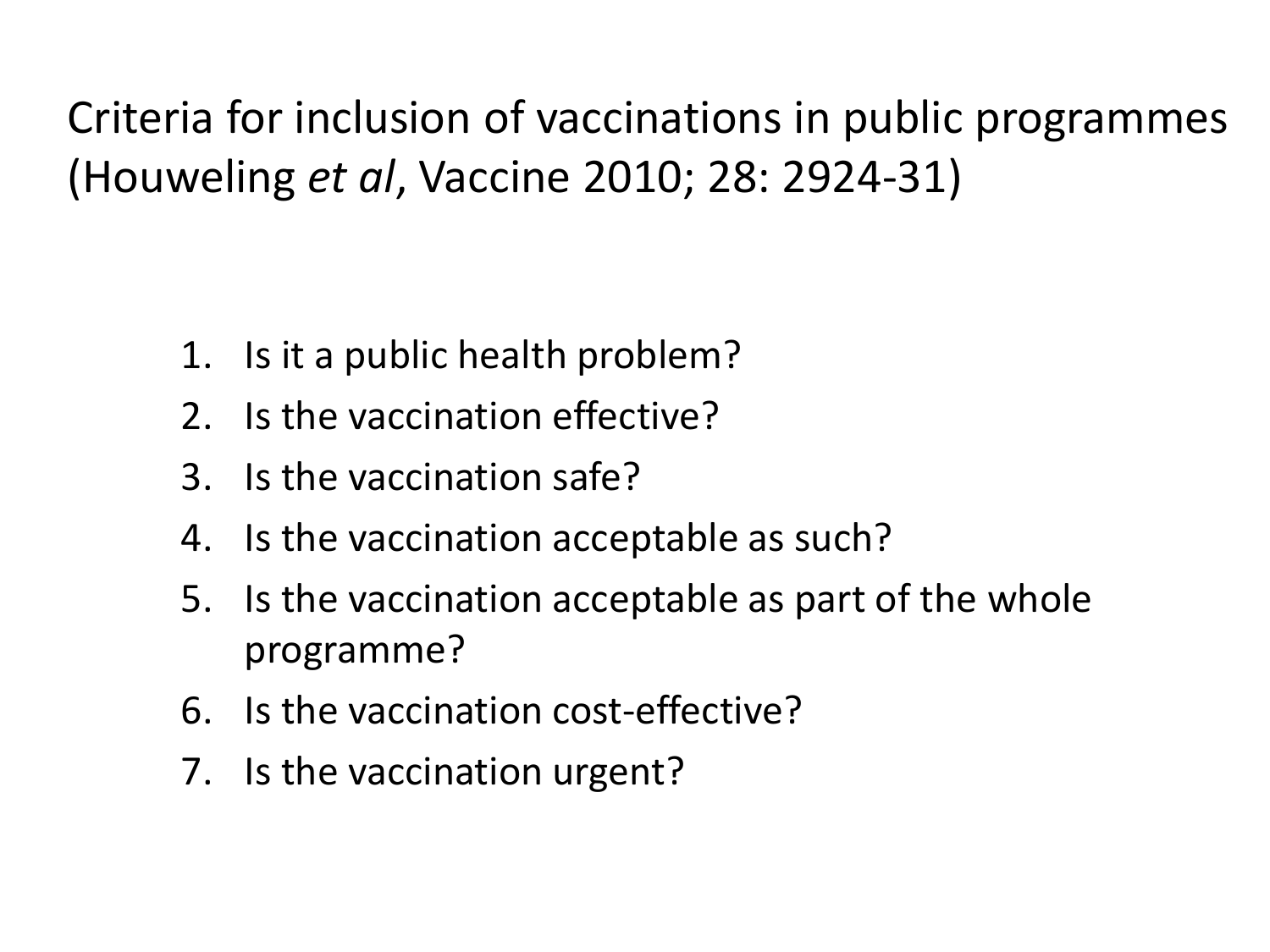# Criteria for inclusion of vaccinations in public programmes (Houweling *et al*, Vaccine 2010; 28: 2924-31)

1. Is it a public health problem?
2. Is the vaccination effective?
3. Is the vaccination safe?
4. Is the vaccination acceptable as such?
5. Is the vaccination acceptable as part of the whole programme?
6. Is the vaccination cost-effective?
7. Is the vaccination urgent?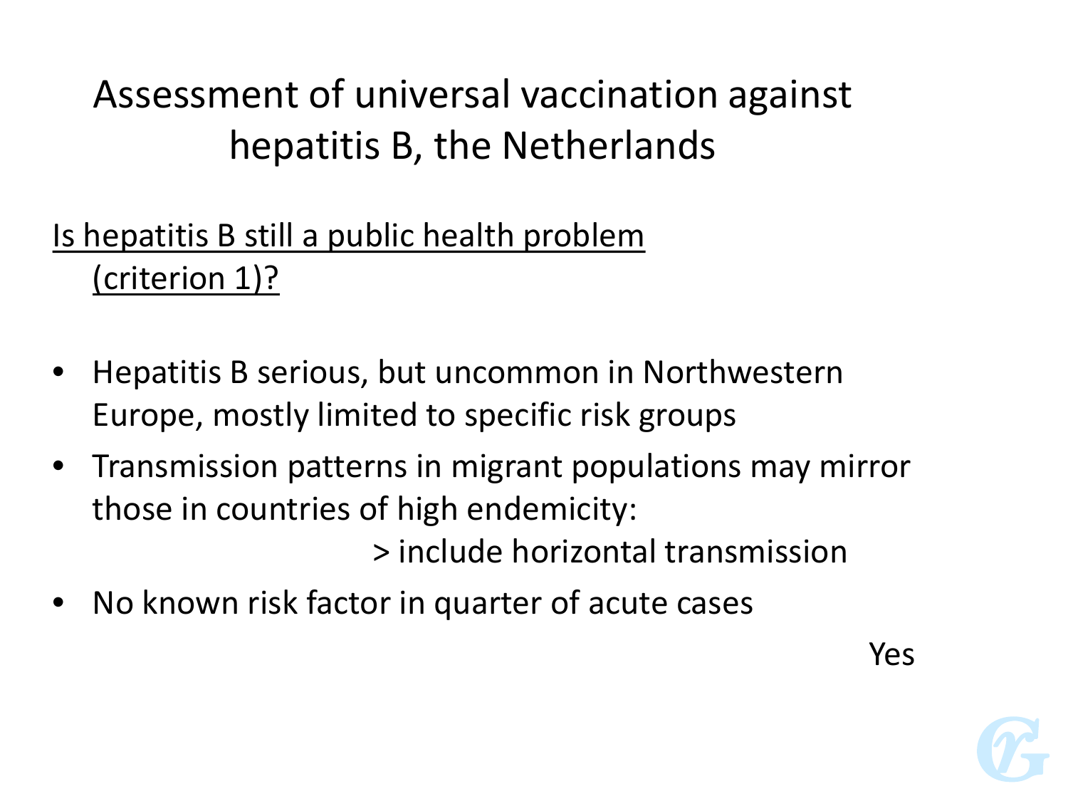# Assessment of universal vaccination against hepatitis B, the Netherlands

Is hepatitis B still a public health problem (criterion 1)?

- Hepatitis B serious, but uncommon in Northwestern Europe, mostly limited to specific risk groups
- Transmission patterns in migrant populations may mirror those in countries of high endemicity:

  > include horizontal transmission

- No known risk factor in quarter of acute cases

Yes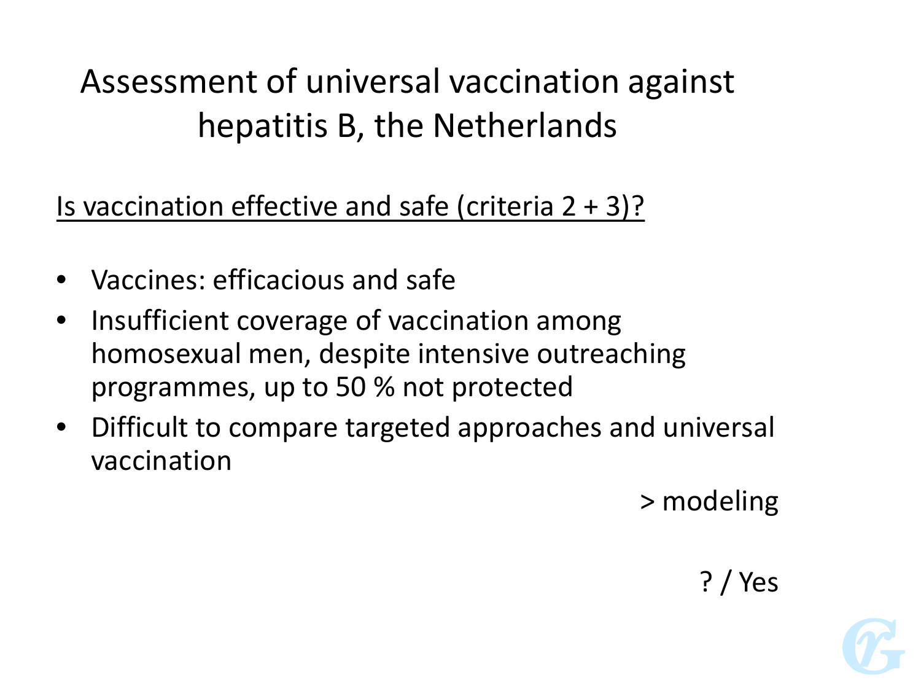# Assessment of universal vaccination against hepatitis B, the Netherlands

<u>Is vaccination effective and safe (criteria 2 + 3)?</u>

- Vaccines: efficacious and safe
- Insufficient coverage of vaccination among homosexual men, despite intensive outreaching programmes, up to 50 % not protected
- Difficult to compare targeted approaches and universal vaccination

> modeling

? / Yes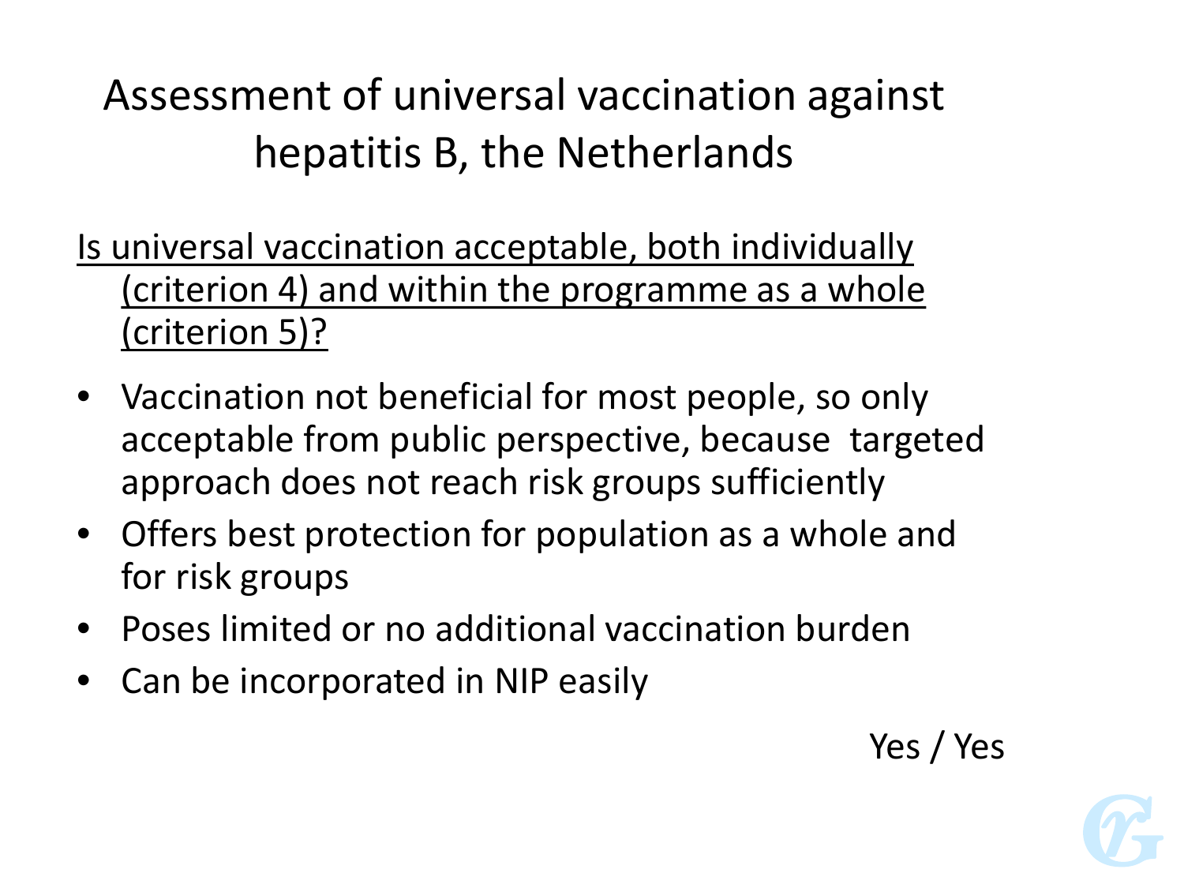# Assessment of universal vaccination against hepatitis B, the Netherlands

Is universal vaccination acceptable, both individually (criterion 4) and within the programme as a whole (criterion 5)?

- Vaccination not beneficial for most people, so only acceptable from public perspective, because targeted approach does not reach risk groups sufficiently
- Offers best protection for population as a whole and for risk groups
- Poses limited or no additional vaccination burden
- Can be incorporated in NIP easily

Yes / Yes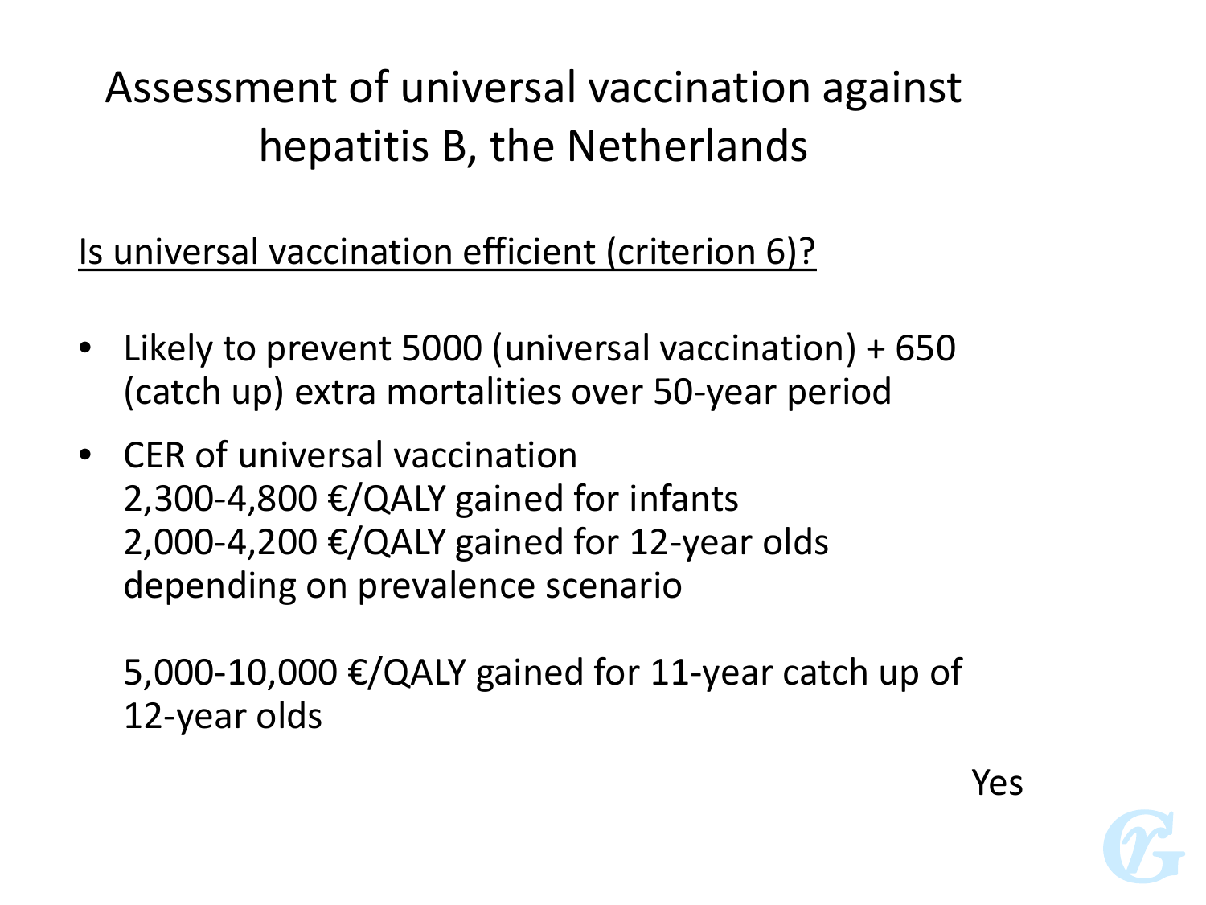# Assessment of universal vaccination against hepatitis B, the Netherlands

<u>Is universal vaccination efficient (criterion 6)?</u>

- Likely to prevent 5000 (universal vaccination) + 650 (catch up) extra mortalities over 50-year period
- CER of universal vaccination
  2,300-4,800 €/QALY gained for infants
  2,000-4,200 €/QALY gained for 12-year olds
  depending on prevalence scenario

  5,000-10,000 €/QALY gained for 11-year catch up of 12-year olds

Yes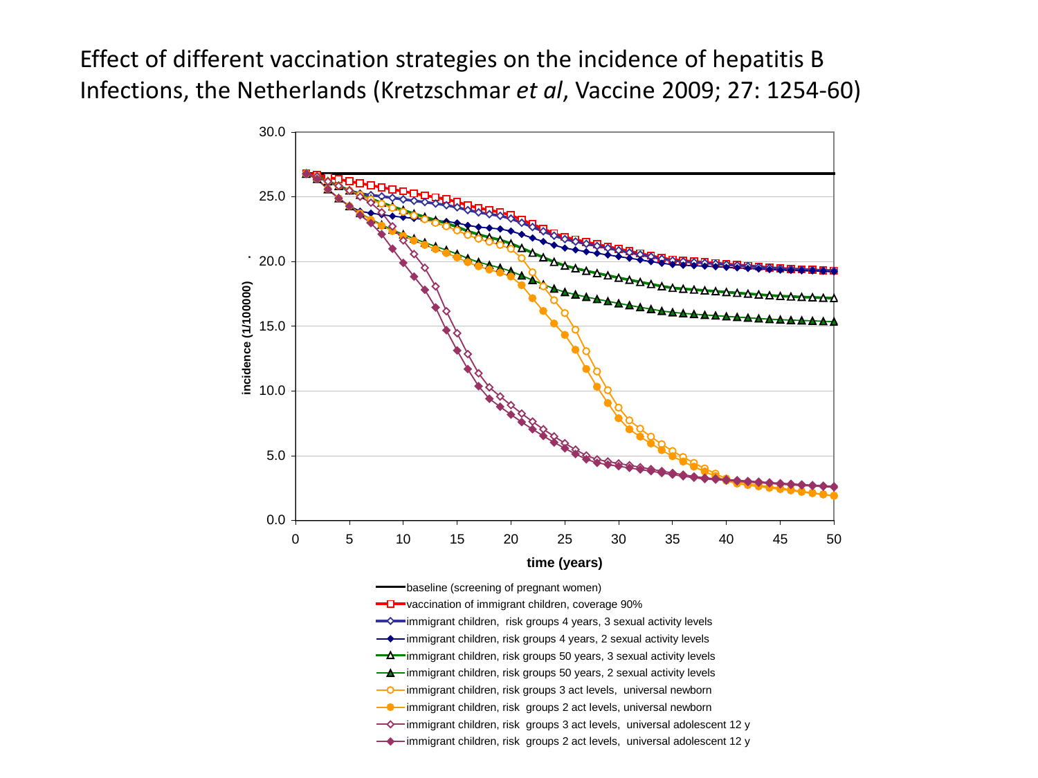Effect of different vaccination strategies on the incidence of hepatitis B Infections, the Netherlands (Kretzschmar *et al*, Vaccine 2009; 27: 1254-60)

incidence (1/100000)

time (years)

- baseline (screening of pregnant women)
- vaccination of immigrant children, coverage 90%
- immigrant children, risk groups 4 years, 3 sexual activity levels
- immigrant children, risk groups 4 years, 2 sexual activity levels
- immigrant children, risk groups 50 years, 3 sexual activity levels
- immigrant children, risk groups 50 years, 2 sexual activity levels
- immigrant children, risk groups 3 act levels, universal newborn
- immigrant children, risk groups 2 act levels, universal newborn
- immigrant children, risk groups 3 act levels, universal adolescent 12 y
- immigrant children, risk groups 2 act levels, universal adolescent 12 y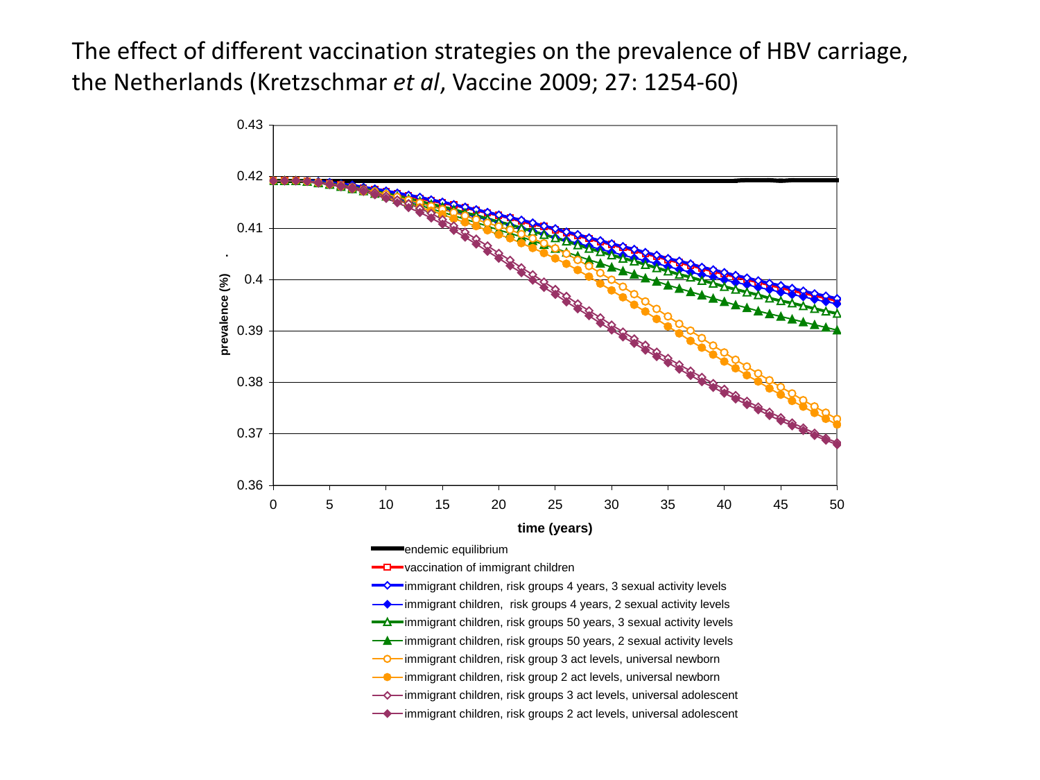The effect of different vaccination strategies on the prevalence of HBV carriage, the Netherlands (Kretzschmar *et al*, Vaccine 2009; 27: 1254-60)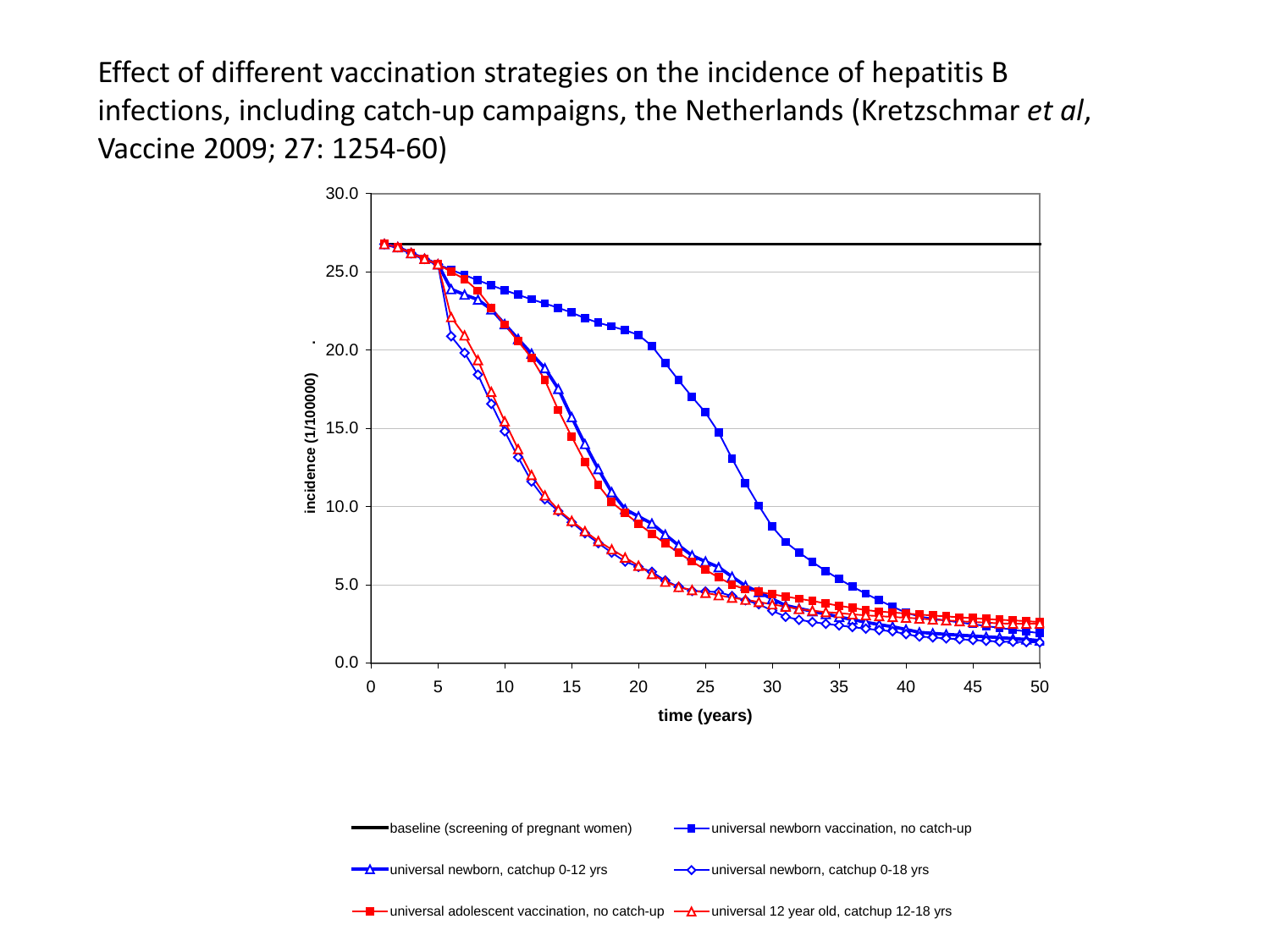Effect of different vaccination strategies on the incidence of hepatitis B infections, including catch-up campaigns, the Netherlands (Kretzschmar *et al*, Vaccine 2009; 27: 1254-60)

incidence (1/100000)

time (years)

- baseline (screening of pregnant women)
- universal newborn vaccination, no catch-up
- universal newborn, catchup 0-12 yrs
- universal newborn, catchup 0-18 yrs
- universal adolescent vaccination, no catch-up
- universal 12 year old, catchup 12-18 yrs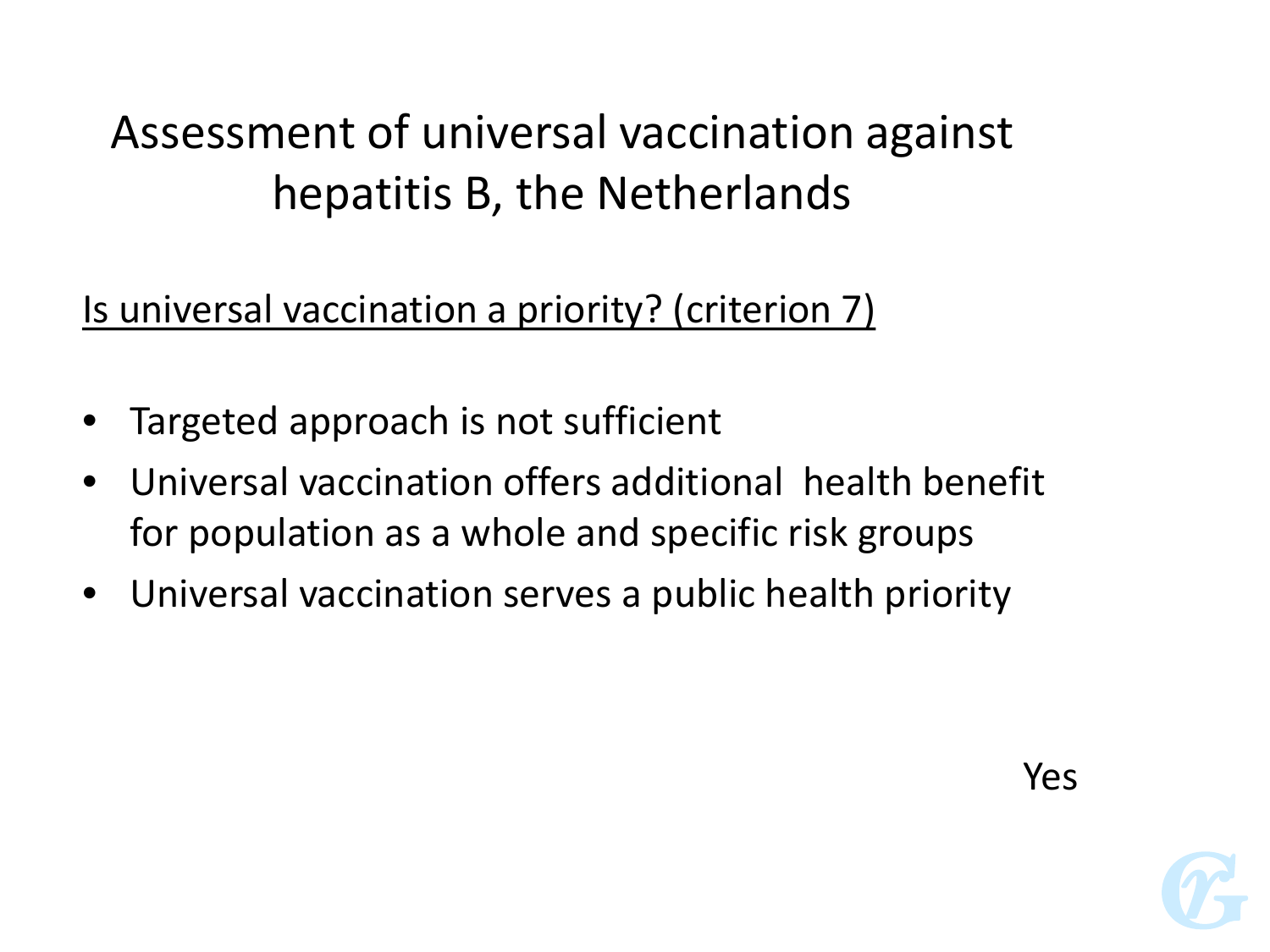# Assessment of universal vaccination against hepatitis B, the Netherlands

<u>Is universal vaccination a priority? (criterion 7)</u>

- Targeted approach is not sufficient
- Universal vaccination offers additional health benefit for population as a whole and specific risk groups
- Universal vaccination serves a public health priority

Yes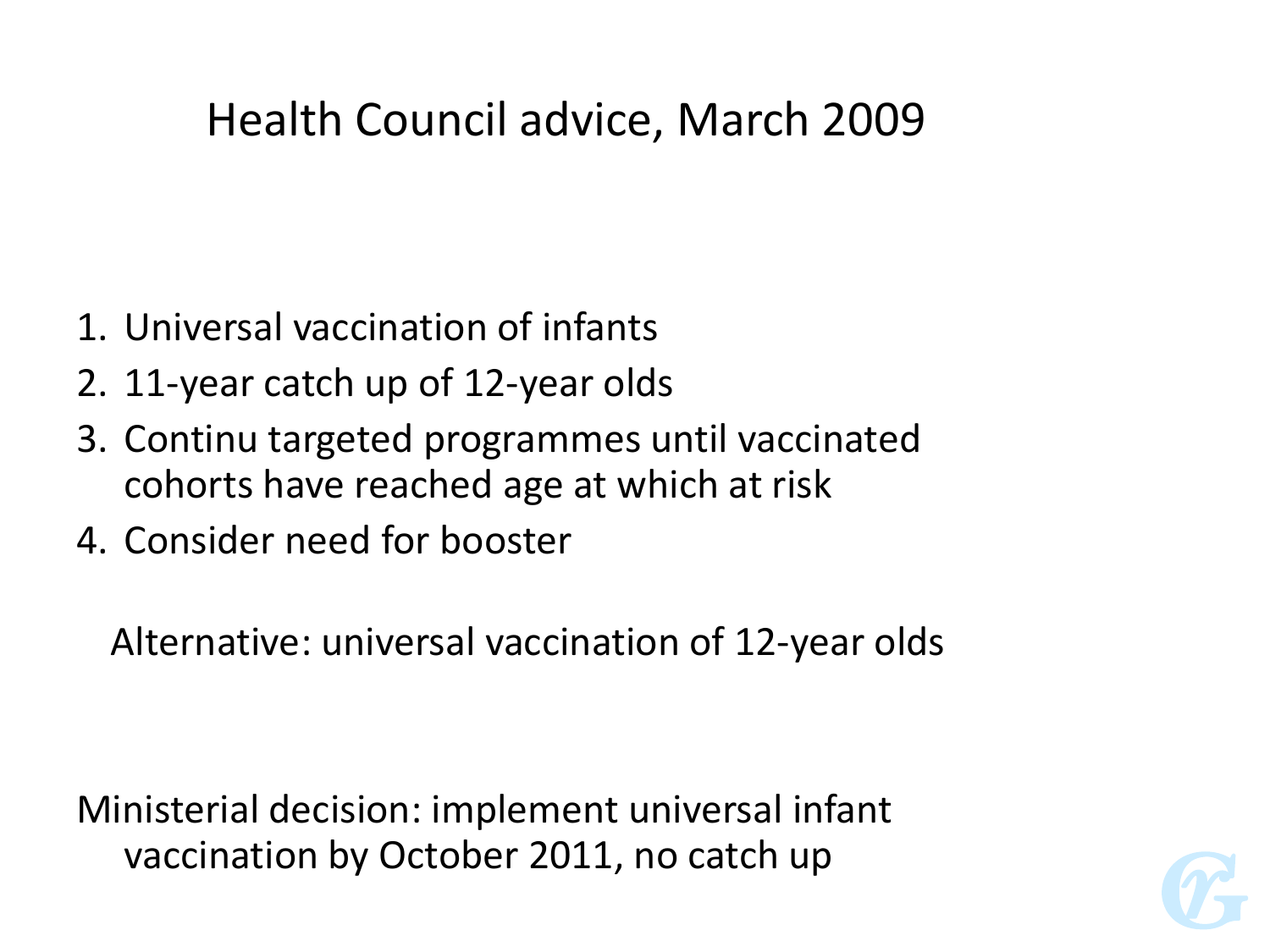# Health Council advice, March 2009

1. Universal vaccination of infants
2. 11-year catch up of 12-year olds
3. Continu targeted programmes until vaccinated cohorts have reached age at which at risk
4. Consider need for booster

Alternative: universal vaccination of 12-year olds

Ministerial decision: implement universal infant vaccination by October 2011, no catch up